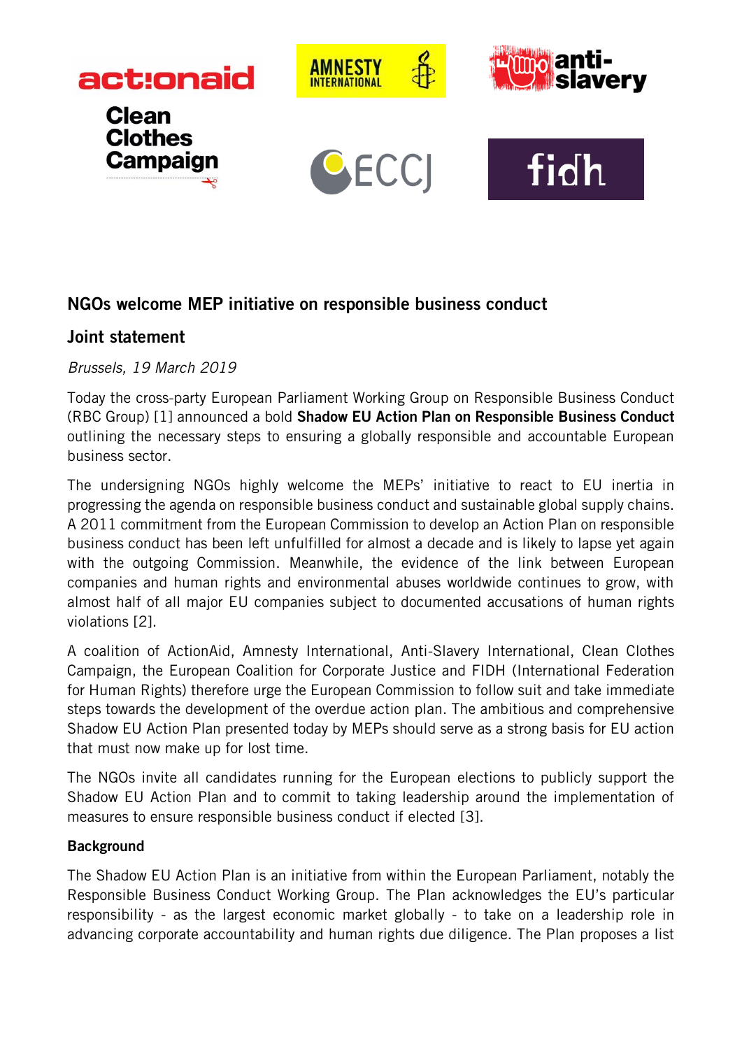## NGOs welcome MEP initiative on responsible business conduct

## Joint statement

*Brussels, 19 March 2019*

Today the cross-party European Parliament Working Group on Responsible Business Conduct (RBC Group) [1] announced a bold **Shadow EU Action Plan on Responsible Business Conduct** outlining the necessary steps to ensuring a globally responsible and accountable European business sector.

The undersigning NGOs highly welcome the MEPs' initiative to react to EU inertia in progressing the agenda on responsible business conduct and sustainable global supply chains. A 2011 commitment from the European Commission to develop an Action Plan on responsible business conduct has been left unfulfilled for almost a decade and is likely to lapse yet again with the outgoing Commission. Meanwhile, the evidence of the link between European companies and human rights and environmental abuses worldwide continues to grow, with almost half of all major EU companies subject to documented accusations of human rights violations [2].

A coalition of ActionAid, Amnesty International, Anti-Slavery International, Clean Clothes Campaign, the European Coalition for Corporate Justice and FIDH (International Federation for Human Rights) therefore urge the European Commission to follow suit and take immediate steps towards the development of the overdue action plan. The ambitious and comprehensive Shadow EU Action Plan presented today by MEPs should serve as a strong basis for EU action that must now make up for lost time.

The NGOs invite all candidates running for the European elections to publicly support the Shadow EU Action Plan and to commit to taking leadership around the implementation of measures to ensure responsible business conduct if elected [3].

**Background**

The Shadow EU Action Plan is an initiative from within the European Parliament, notably the Responsible Business Conduct Working Group. The Plan acknowledges the EU's particular responsibility - as the largest economic market globally - to take on a leadership role in advancing corporate accountability and human rights due diligence. The Plan proposes a list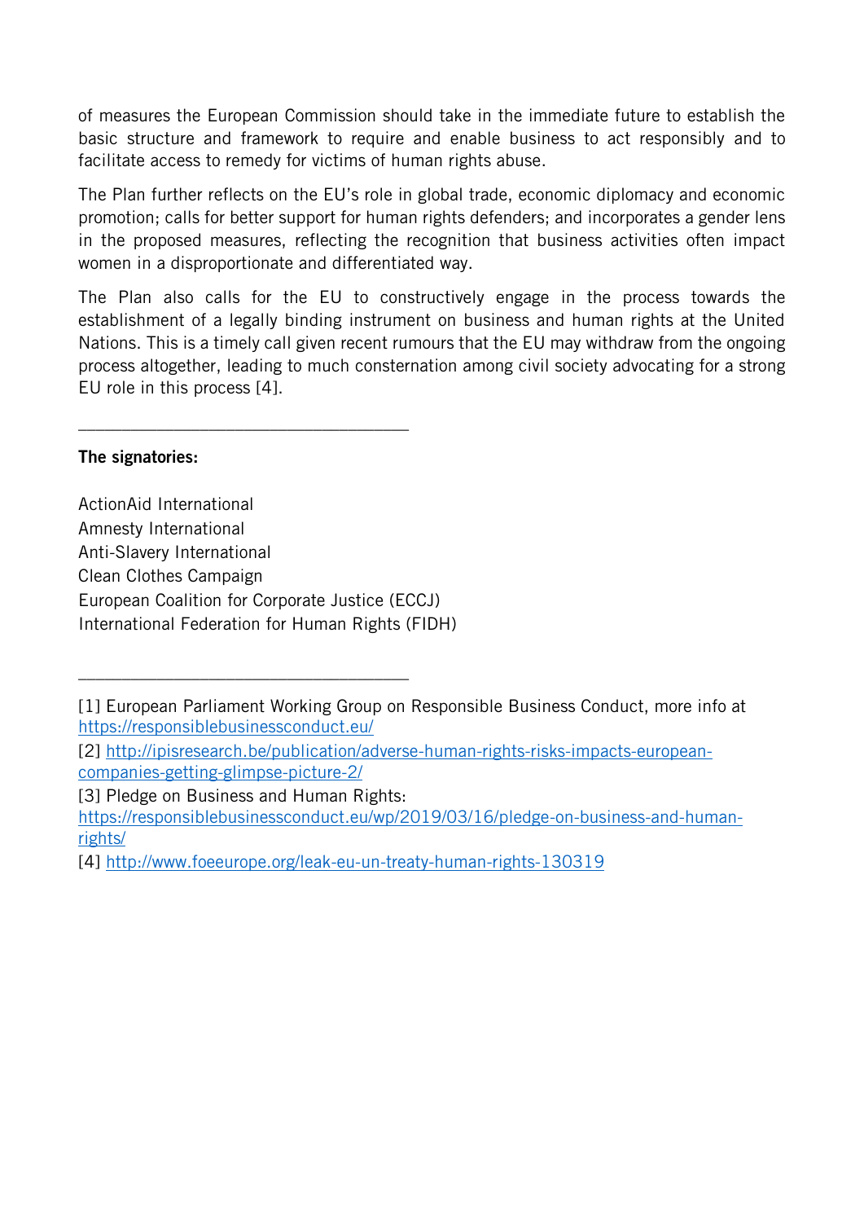of measures the European Commission should take in the immediate future to establish the basic structure and framework to require and enable business to act responsibly and to facilitate access to remedy for victims of human rights abuse.

The Plan further reflects on the EU's role in global trade, economic diplomacy and economic promotion; calls for better support for human rights defenders; and incorporates a gender lens in the proposed measures, reflecting the recognition that business activities often impact women in a disproportionate and differentiated way.

The Plan also calls for the EU to constructively engage in the process towards the establishment of a legally binding instrument on business and human rights at the United Nations. This is a timely call given recent rumours that the EU may withdraw from the ongoing process altogether, leading to much consternation among civil society advocating for a strong EU role in this process [4].

---

**The signatories:**

ActionAid International
Amnesty International
Anti-Slavery International
Clean Clothes Campaign
European Coalition for Corporate Justice (ECCJ)
International Federation for Human Rights (FIDH)

---

[1] European Parliament Working Group on Responsible Business Conduct, more info at https://responsiblebusinessconduct.eu/

[2] http://ipisresearch.be/publication/adverse-human-rights-risks-impacts-european-companies-getting-glimpse-picture-2/

[3] Pledge on Business and Human Rights: https://responsiblebusinessconduct.eu/wp/2019/03/16/pledge-on-business-and-human-rights/

[4] http://www.foeeurope.org/leak-eu-un-treaty-human-rights-130319